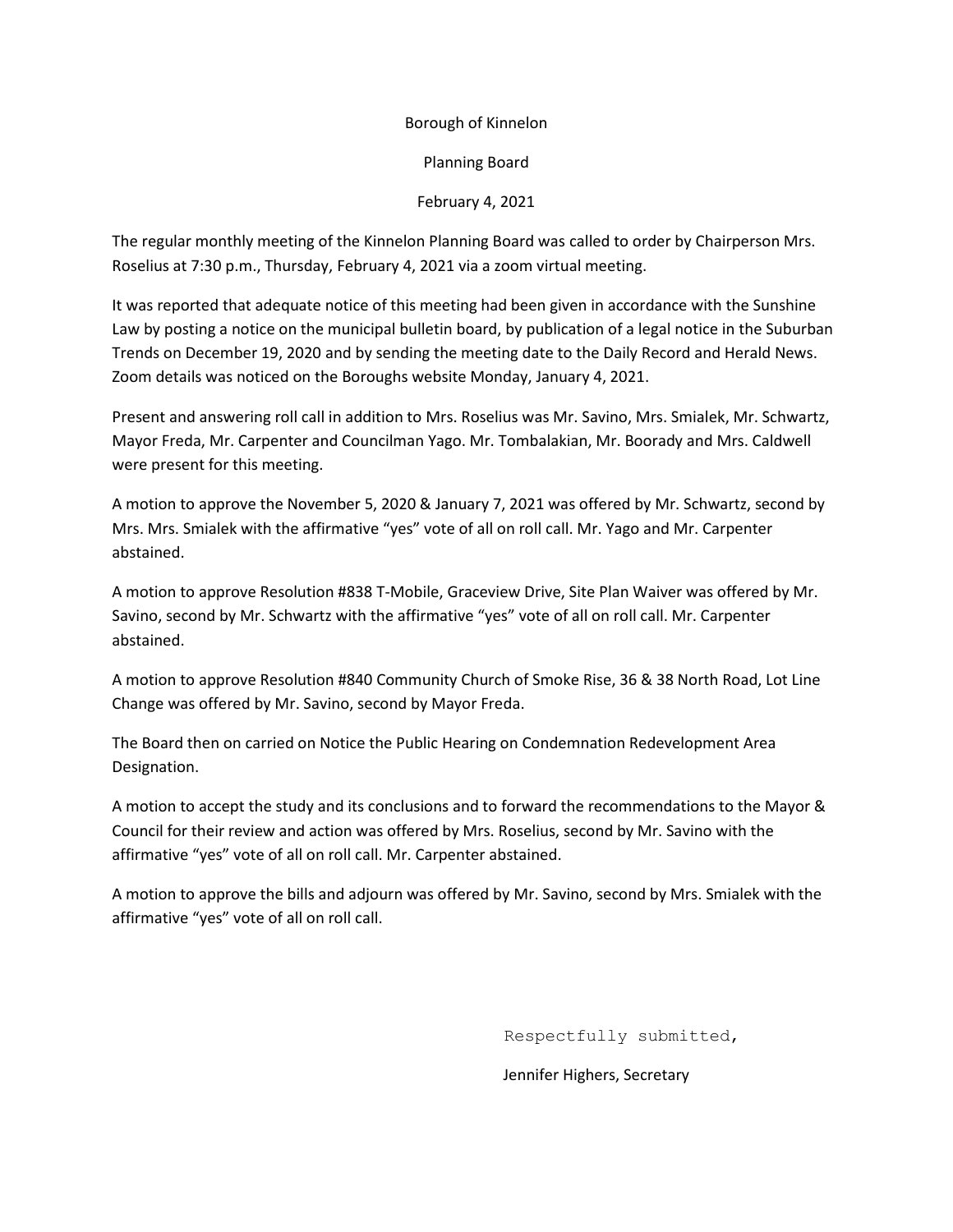Borough of Kinnelon

Planning Board

February 4, 2021

The regular monthly meeting of the Kinnelon Planning Board was called to order by Chairperson Mrs. Roselius at 7:30 p.m., Thursday, February 4, 2021 via a zoom virtual meeting.

It was reported that adequate notice of this meeting had been given in accordance with the Sunshine Law by posting a notice on the municipal bulletin board, by publication of a legal notice in the Suburban Trends on December 19, 2020 and by sending the meeting date to the Daily Record and Herald News. Zoom details was noticed on the Boroughs website Monday, January 4, 2021.

Present and answering roll call in addition to Mrs. Roselius was Mr. Savino, Mrs. Smialek, Mr. Schwartz, Mayor Freda, Mr. Carpenter and Councilman Yago. Mr. Tombalakian, Mr. Boorady and Mrs. Caldwell were present for this meeting.

A motion to approve the November 5, 2020 & January 7, 2021 was offered by Mr. Schwartz, second by Mrs. Mrs. Smialek with the affirmative "yes" vote of all on roll call. Mr. Yago and Mr. Carpenter abstained.

A motion to approve Resolution #838 T-Mobile, Graceview Drive, Site Plan Waiver was offered by Mr. Savino, second by Mr. Schwartz with the affirmative "yes" vote of all on roll call. Mr. Carpenter abstained.

A motion to approve Resolution #840 Community Church of Smoke Rise, 36 & 38 North Road, Lot Line Change was offered by Mr. Savino, second by Mayor Freda.

The Board then on carried on Notice the Public Hearing on Condemnation Redevelopment Area Designation.

A motion to accept the study and its conclusions and to forward the recommendations to the Mayor & Council for their review and action was offered by Mrs. Roselius, second by Mr. Savino with the affirmative "yes" vote of all on roll call. Mr. Carpenter abstained.

A motion to approve the bills and adjourn was offered by Mr. Savino, second by Mrs. Smialek with the affirmative "yes" vote of all on roll call.

Respectfully submitted,

Jennifer Highers, Secretary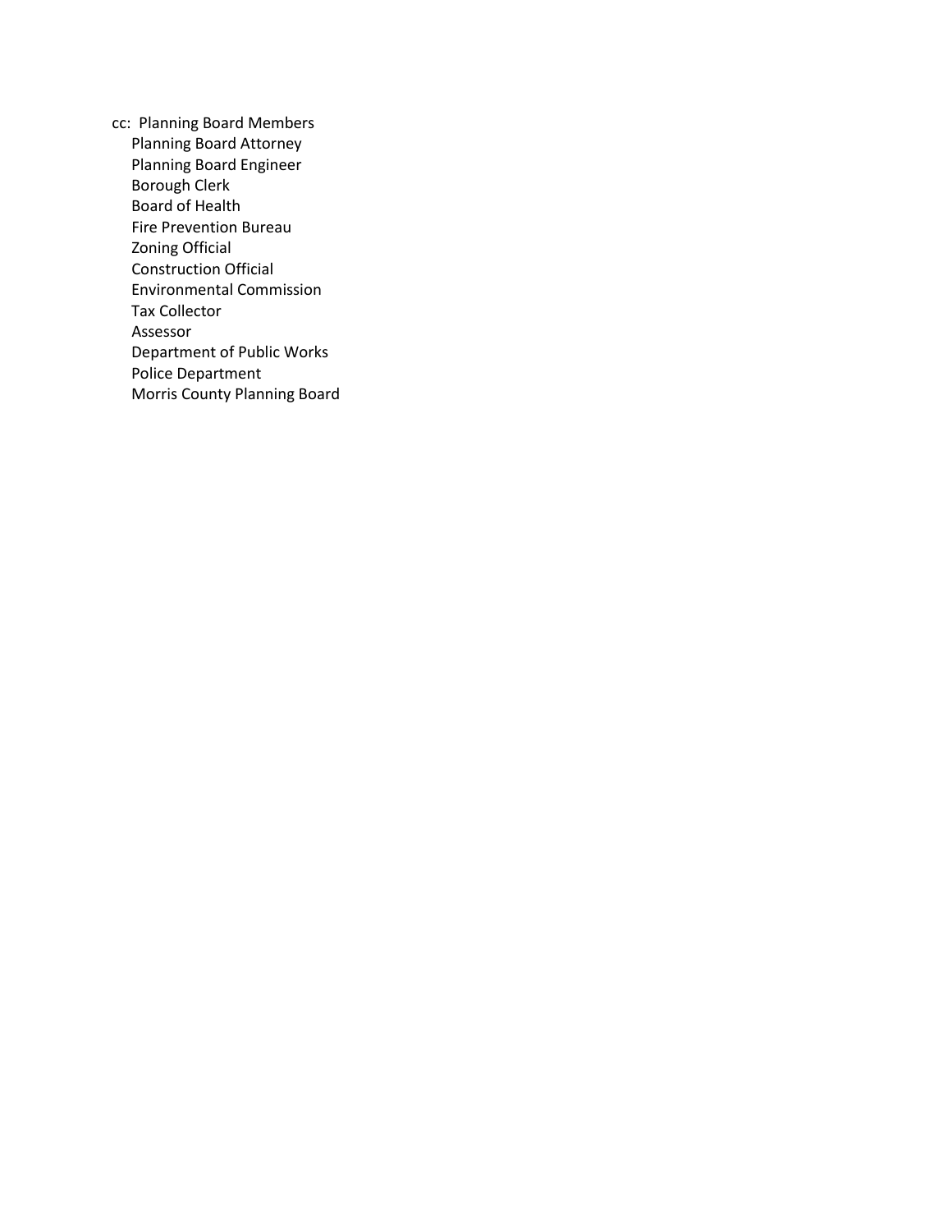cc: Planning Board Members
Planning Board Attorney
Planning Board Engineer
Borough Clerk
Board of Health
Fire Prevention Bureau
Zoning Official
Construction Official
Environmental Commission
Tax Collector
Assessor
Department of Public Works
Police Department
Morris County Planning Board